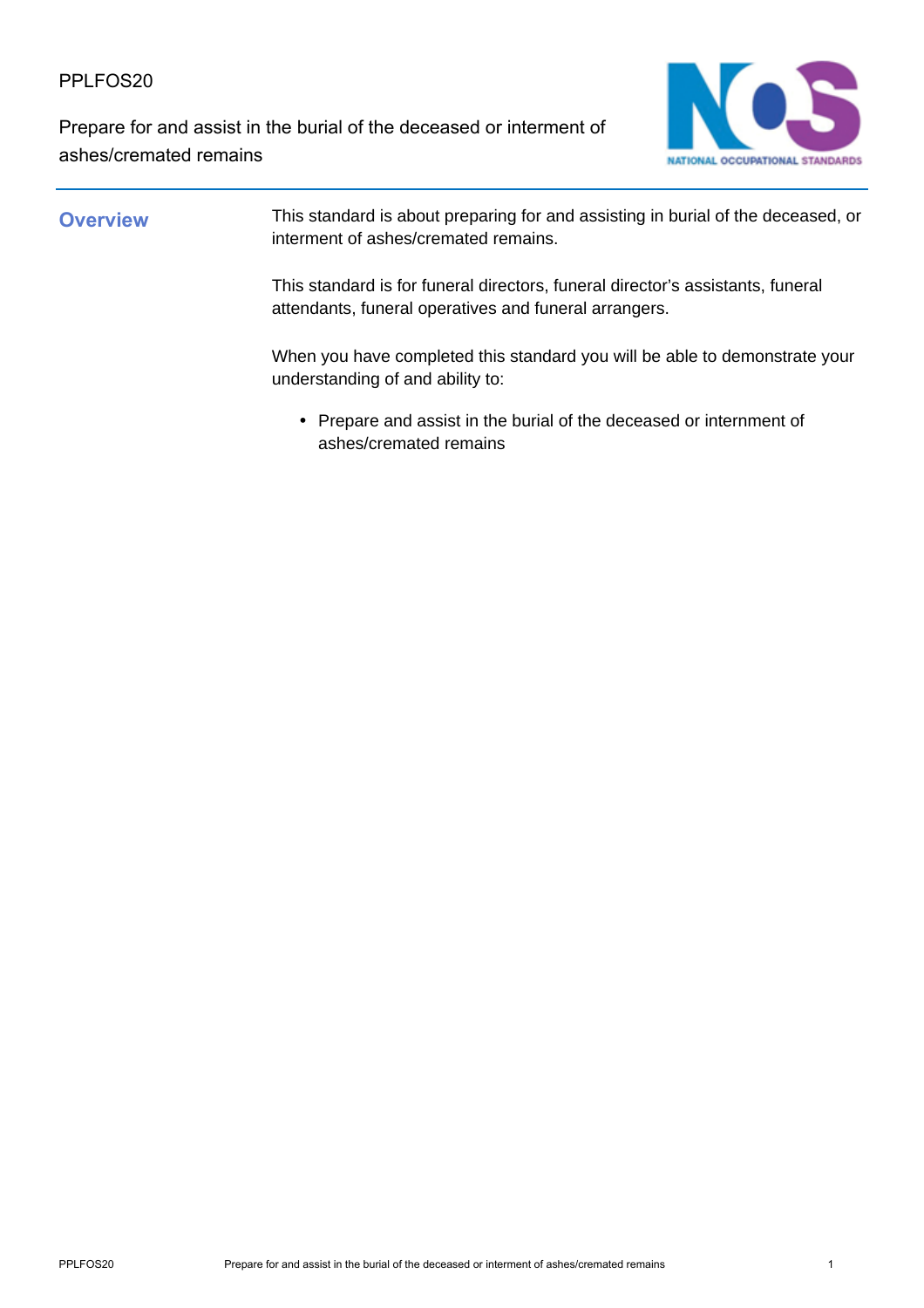PPLFOS20

# Prepare for and assist in the burial of the deceased or interment of ashes/cremated remains

## Overview

This standard is about preparing for and assisting in burial of the deceased, or interment of ashes/cremated remains.

This standard is for funeral directors, funeral director's assistants, funeral attendants, funeral operatives and funeral arrangers.

When you have completed this standard you will be able to demonstrate your understanding of and ability to:

- Prepare and assist in the burial of the deceased or internment of ashes/cremated remains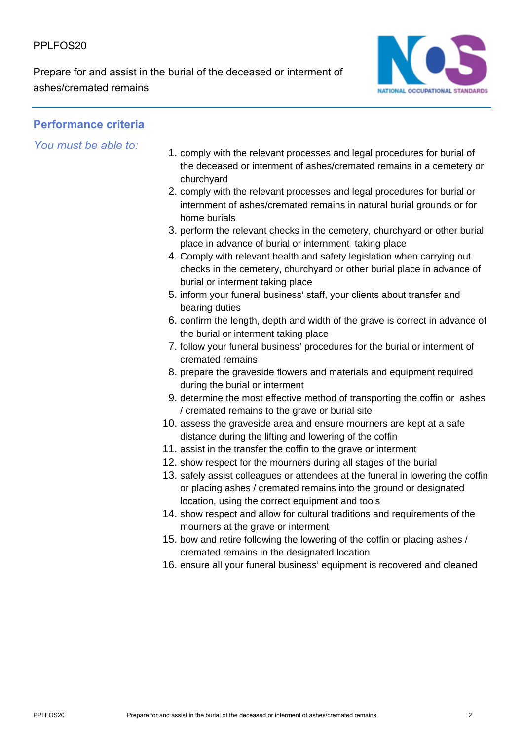## Performance criteria

*You must be able to:*

1. comply with the relevant processes and legal procedures for burial of the deceased or interment of ashes/cremated remains in a cemetery or churchyard
2. comply with the relevant processes and legal procedures for burial or internment of ashes/cremated remains in natural burial grounds or for home burials
3. perform the relevant checks in the cemetery, churchyard or other burial place in advance of burial or internment taking place
4. Comply with relevant health and safety legislation when carrying out checks in the cemetery, churchyard or other burial place in advance of burial or interment taking place
5. inform your funeral business' staff, your clients about transfer and bearing duties
6. confirm the length, depth and width of the grave is correct in advance of the burial or interment taking place
7. follow your funeral business' procedures for the burial or interment of cremated remains
8. prepare the graveside flowers and materials and equipment required during the burial or interment
9. determine the most effective method of transporting the coffin or ashes / cremated remains to the grave or burial site
10. assess the graveside area and ensure mourners are kept at a safe distance during the lifting and lowering of the coffin
11. assist in the transfer the coffin to the grave or interment
12. show respect for the mourners during all stages of the burial
13. safely assist colleagues or attendees at the funeral in lowering the coffin or placing ashes / cremated remains into the ground or designated location, using the correct equipment and tools
14. show respect and allow for cultural traditions and requirements of the mourners at the grave or interment
15. bow and retire following the lowering of the coffin or placing ashes / cremated remains in the designated location
16. ensure all your funeral business' equipment is recovered and cleaned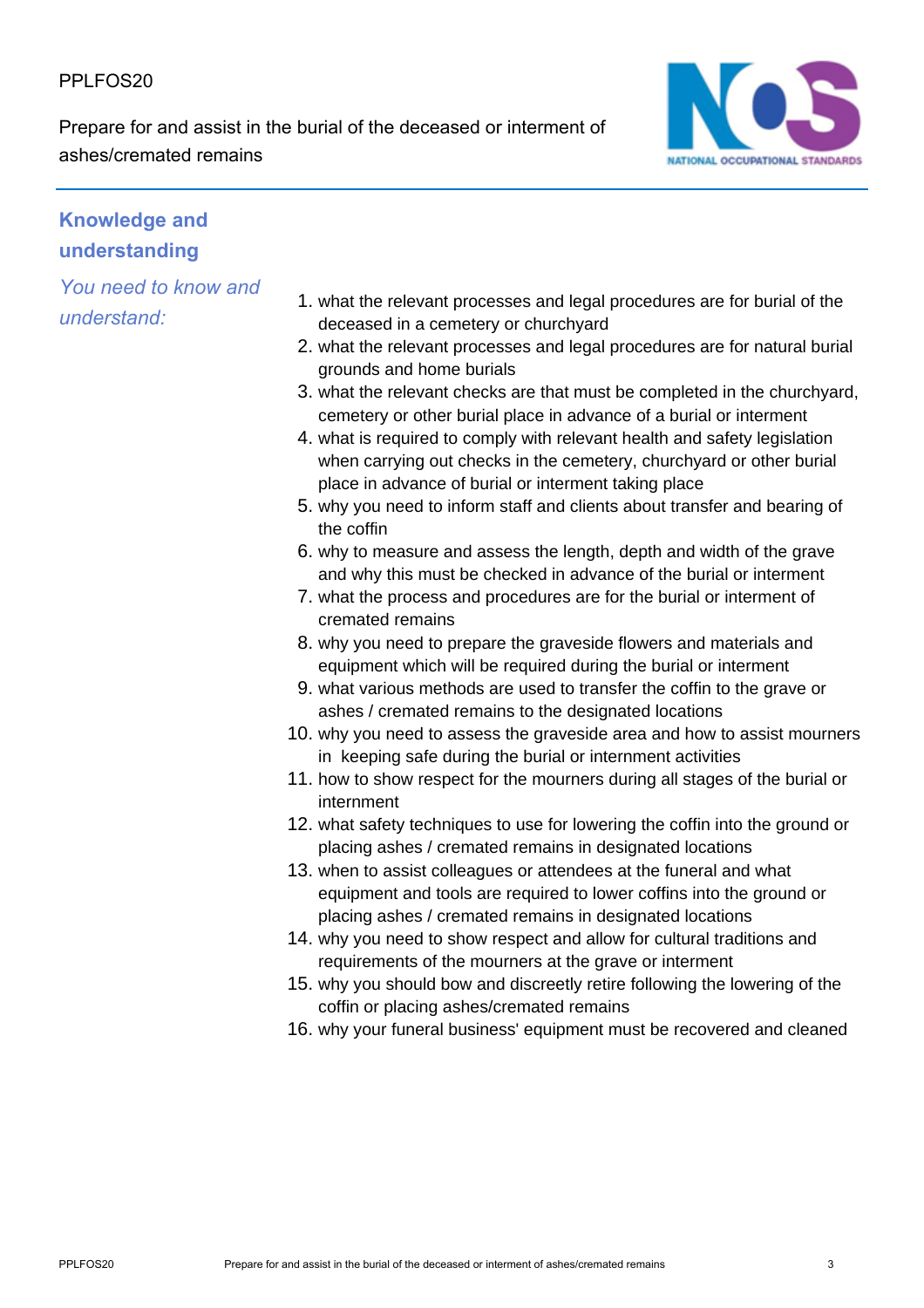## Knowledge and understanding

*You need to know and understand:*

1. what the relevant processes and legal procedures are for burial of the deceased in a cemetery or churchyard
2. what the relevant processes and legal procedures are for natural burial grounds and home burials
3. what the relevant checks are that must be completed in the churchyard, cemetery or other burial place in advance of a burial or interment
4. what is required to comply with relevant health and safety legislation when carrying out checks in the cemetery, churchyard or other burial place in advance of burial or interment taking place
5. why you need to inform staff and clients about transfer and bearing of the coffin
6. why to measure and assess the length, depth and width of the grave and why this must be checked in advance of the burial or interment
7. what the process and procedures are for the burial or interment of cremated remains
8. why you need to prepare the graveside flowers and materials and equipment which will be required during the burial or interment
9. what various methods are used to transfer the coffin to the grave or ashes / cremated remains to the designated locations
10. why you need to assess the graveside area and how to assist mourners in keeping safe during the burial or internment activities
11. how to show respect for the mourners during all stages of the burial or internment
12. what safety techniques to use for lowering the coffin into the ground or placing ashes / cremated remains in designated locations
13. when to assist colleagues or attendees at the funeral and what equipment and tools are required to lower coffins into the ground or placing ashes / cremated remains in designated locations
14. why you need to show respect and allow for cultural traditions and requirements of the mourners at the grave or interment
15. why you should bow and discreetly retire following the lowering of the coffin or placing ashes/cremated remains
16. why your funeral business' equipment must be recovered and cleaned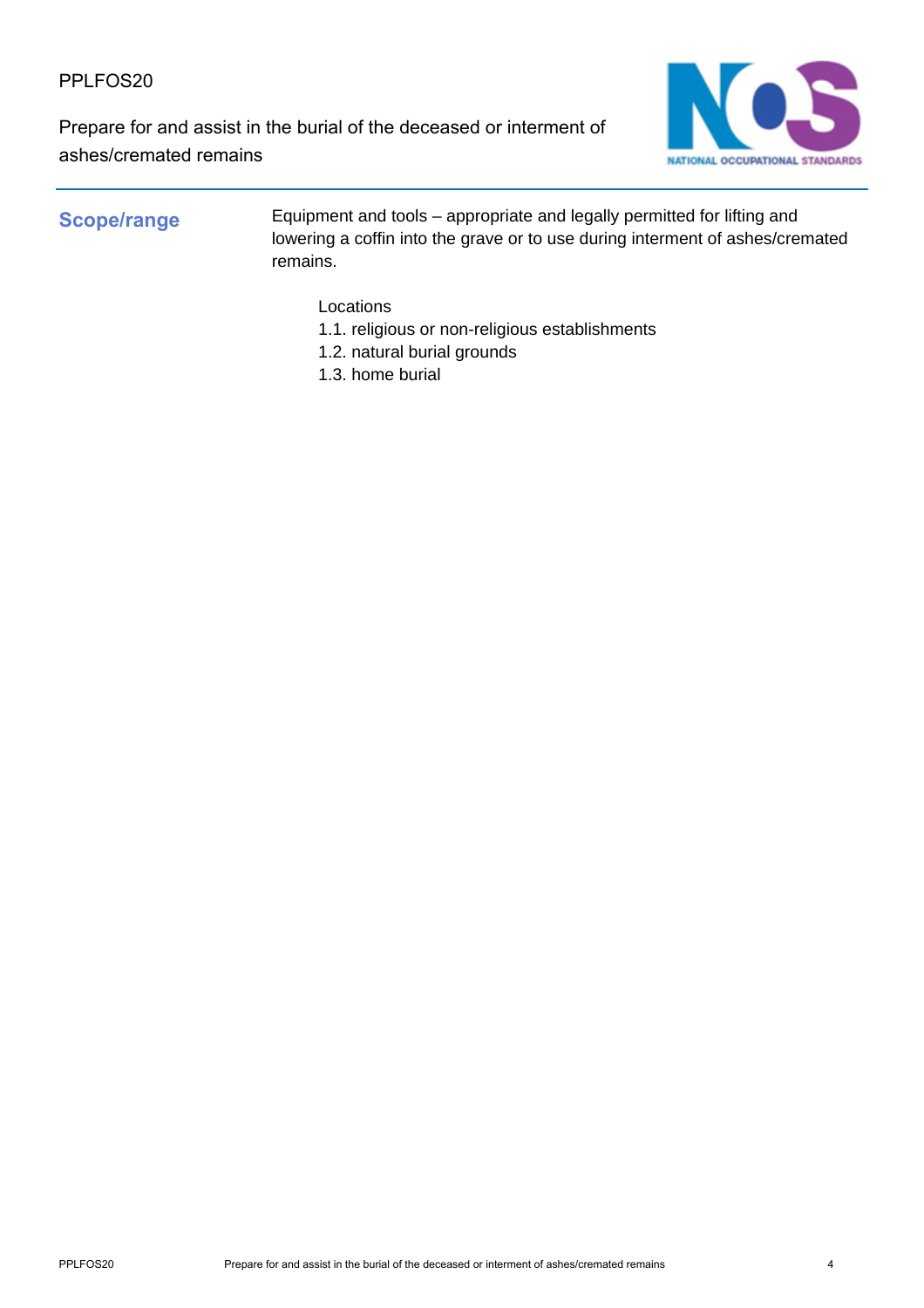## Scope/range

Equipment and tools – appropriate and legally permitted for lifting and lowering a coffin into the grave or to use during interment of ashes/cremated remains.

Locations

1.1. religious or non-religious establishments
1.2. natural burial grounds
1.3. home burial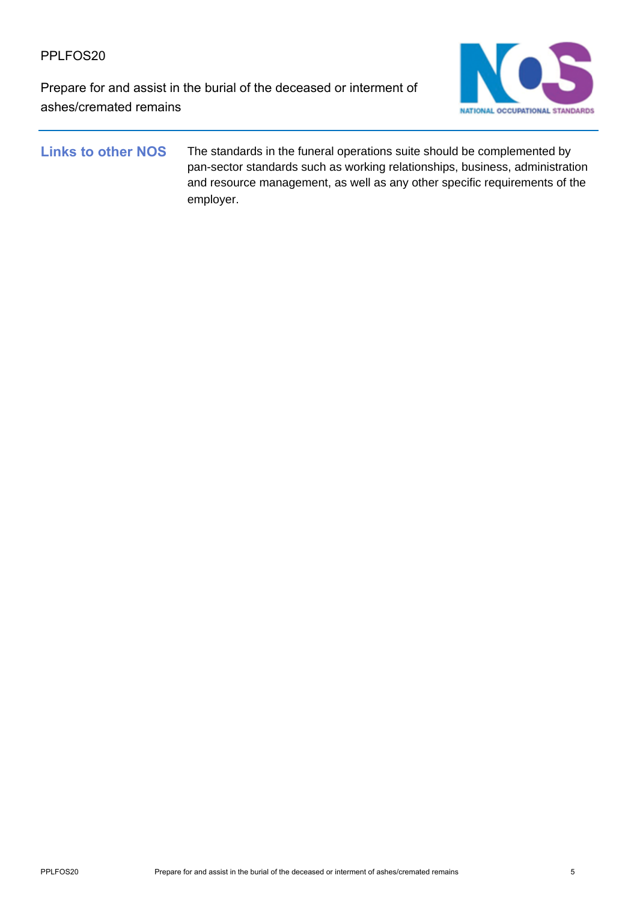## Links to other NOS

The standards in the funeral operations suite should be complemented by pan-sector standards such as working relationships, business, administration and resource management, as well as any other specific requirements of the employer.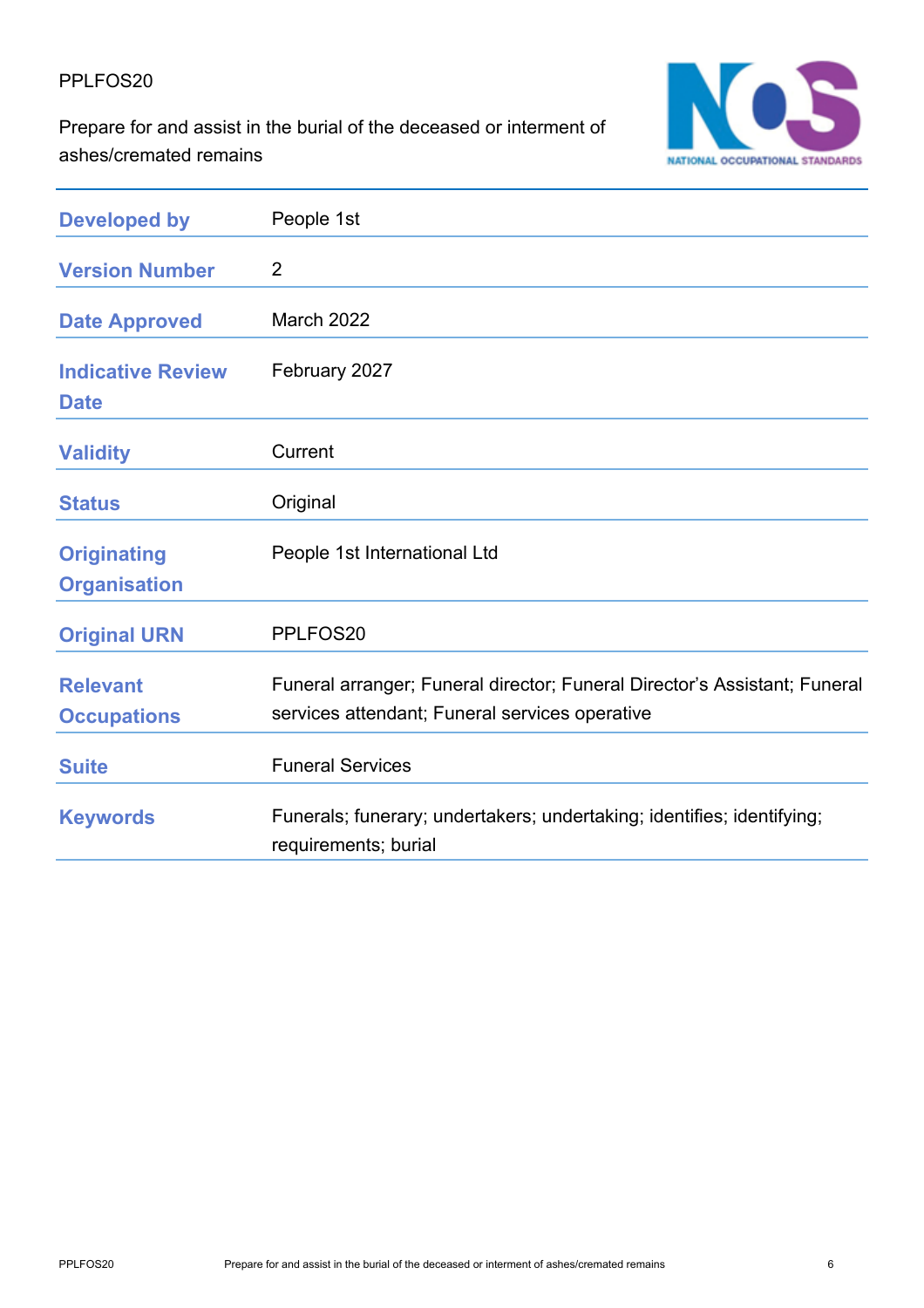PPLFOS20

Prepare for and assist in the burial of the deceased or interment of ashes/cremated remains

| | |
|---|---|
| **Developed by** | People 1st |
| **Version Number** | 2 |
| **Date Approved** | March 2022 |
| **Indicative Review Date** | February 2027 |
| **Validity** | Current |
| **Status** | Original |
| **Originating Organisation** | People 1st International Ltd |
| **Original URN** | PPLFOS20 |
| **Relevant Occupations** | Funeral arranger; Funeral director; Funeral Director's Assistant; Funeral services attendant; Funeral services operative |
| **Suite** | Funeral Services |
| **Keywords** | Funerals; funerary; undertakers; undertaking; identifies; identifying; requirements; burial |